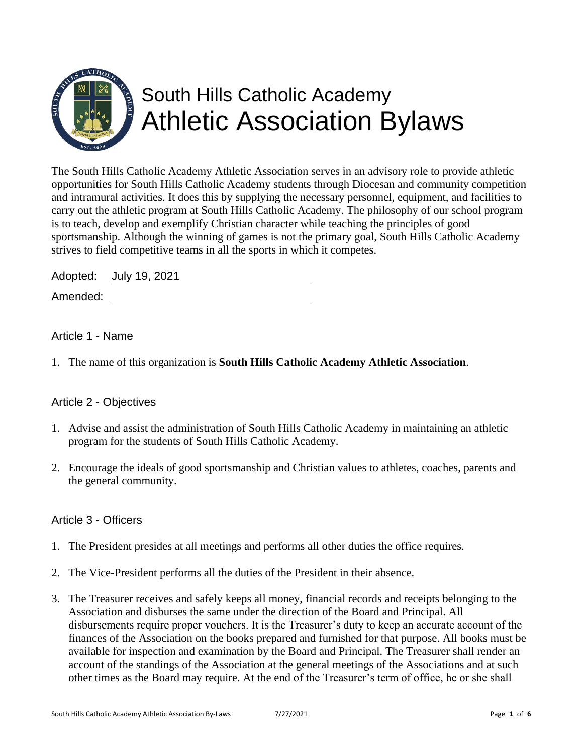# South Hills Catholic Academy Athletic Association Bylaws

The South Hills Catholic Academy Athletic Association serves in an advisory role to provide athletic opportunities for South Hills Catholic Academy students through Diocesan and community competition and intramural activities. It does this by supplying the necessary personnel, equipment, and facilities to carry out the athletic program at South Hills Catholic Academy. The philosophy of our school program is to teach, develop and exemplify Christian character while teaching the principles of good sportsmanship. Although the winning of games is not the primary goal, South Hills Catholic Academy strives to field competitive teams in all the sports in which it competes.

Adopted: July 19, 2021

Amended:

## Article 1 - Name

1. The name of this organization is **South Hills Catholic Academy Athletic Association**.

## Article 2 - Objectives

1. Advise and assist the administration of South Hills Catholic Academy in maintaining an athletic program for the students of South Hills Catholic Academy.
2. Encourage the ideals of good sportsmanship and Christian values to athletes, coaches, parents and the general community.

## Article 3 - Officers

1. The President presides at all meetings and performs all other duties the office requires.
2. The Vice-President performs all the duties of the President in their absence.
3. The Treasurer receives and safely keeps all money, financial records and receipts belonging to the Association and disburses the same under the direction of the Board and Principal. All disbursements require proper vouchers. It is the Treasurer's duty to keep an accurate account of the finances of the Association on the books prepared and furnished for that purpose. All books must be available for inspection and examination by the Board and Principal. The Treasurer shall render an account of the standings of the Association at the general meetings of the Associations and at such other times as the Board may require. At the end of the Treasurer's term of office, he or she shall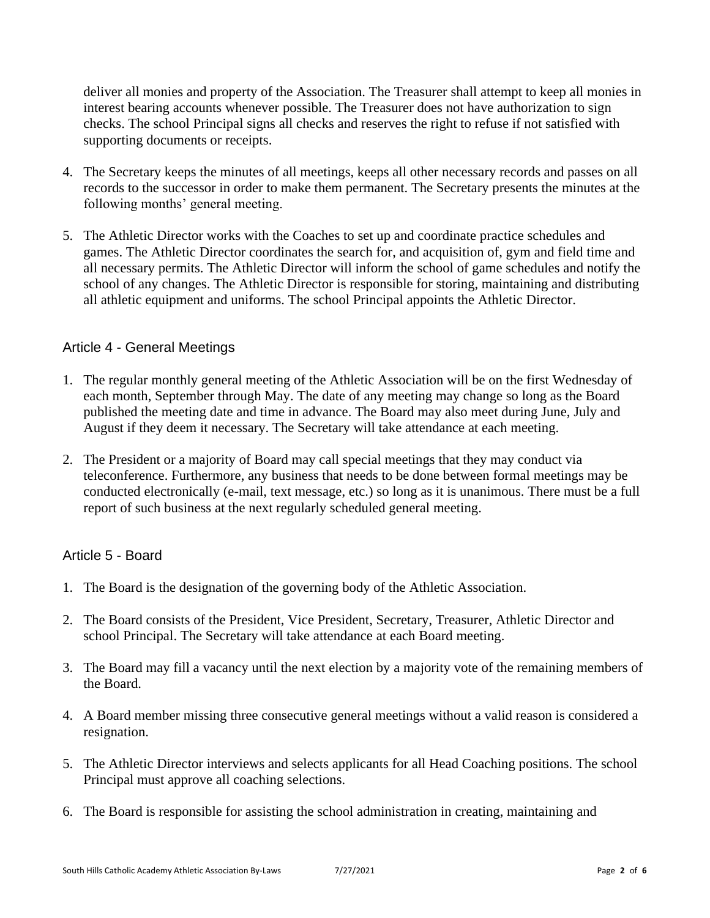deliver all monies and property of the Association. The Treasurer shall attempt to keep all monies in interest bearing accounts whenever possible. The Treasurer does not have authorization to sign checks. The school Principal signs all checks and reserves the right to refuse if not satisfied with supporting documents or receipts.

4. The Secretary keeps the minutes of all meetings, keeps all other necessary records and passes on all records to the successor in order to make them permanent. The Secretary presents the minutes at the following months' general meeting.

5. The Athletic Director works with the Coaches to set up and coordinate practice schedules and games. The Athletic Director coordinates the search for, and acquisition of, gym and field time and all necessary permits. The Athletic Director will inform the school of game schedules and notify the school of any changes. The Athletic Director is responsible for storing, maintaining and distributing all athletic equipment and uniforms. The school Principal appoints the Athletic Director.

## Article 4 - General Meetings

1. The regular monthly general meeting of the Athletic Association will be on the first Wednesday of each month, September through May. The date of any meeting may change so long as the Board published the meeting date and time in advance. The Board may also meet during June, July and August if they deem it necessary. The Secretary will take attendance at each meeting.

2. The President or a majority of Board may call special meetings that they may conduct via teleconference. Furthermore, any business that needs to be done between formal meetings may be conducted electronically (e-mail, text message, etc.) so long as it is unanimous. There must be a full report of such business at the next regularly scheduled general meeting.

## Article 5 - Board

1. The Board is the designation of the governing body of the Athletic Association.

2. The Board consists of the President, Vice President, Secretary, Treasurer, Athletic Director and school Principal. The Secretary will take attendance at each Board meeting.

3. The Board may fill a vacancy until the next election by a majority vote of the remaining members of the Board.

4. A Board member missing three consecutive general meetings without a valid reason is considered a resignation.

5. The Athletic Director interviews and selects applicants for all Head Coaching positions. The school Principal must approve all coaching selections.

6. The Board is responsible for assisting the school administration in creating, maintaining and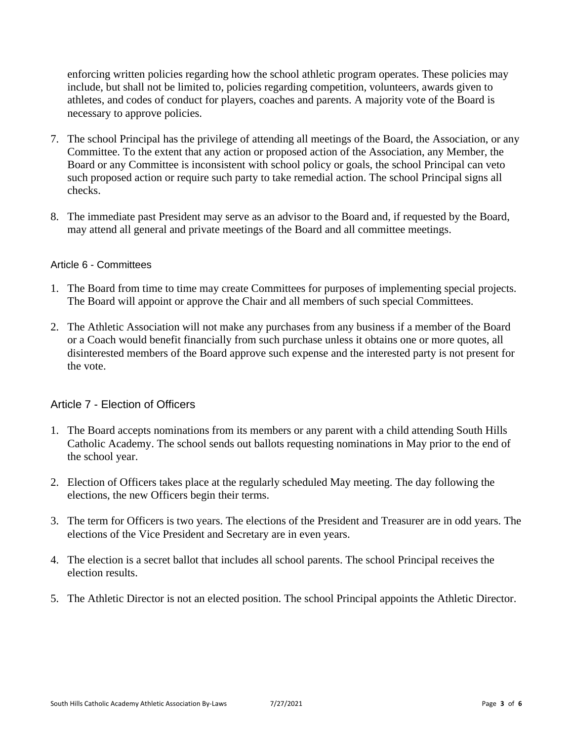enforcing written policies regarding how the school athletic program operates. These policies may include, but shall not be limited to, policies regarding competition, volunteers, awards given to athletes, and codes of conduct for players, coaches and parents. A majority vote of the Board is necessary to approve policies.

7. The school Principal has the privilege of attending all meetings of the Board, the Association, or any Committee. To the extent that any action or proposed action of the Association, any Member, the Board or any Committee is inconsistent with school policy or goals, the school Principal can veto such proposed action or require such party to take remedial action. The school Principal signs all checks.

8. The immediate past President may serve as an advisor to the Board and, if requested by the Board, may attend all general and private meetings of the Board and all committee meetings.

## Article 6 - Committees

1. The Board from time to time may create Committees for purposes of implementing special projects. The Board will appoint or approve the Chair and all members of such special Committees.

2. The Athletic Association will not make any purchases from any business if a member of the Board or a Coach would benefit financially from such purchase unless it obtains one or more quotes, all disinterested members of the Board approve such expense and the interested party is not present for the vote.

## Article 7 - Election of Officers

1. The Board accepts nominations from its members or any parent with a child attending South Hills Catholic Academy. The school sends out ballots requesting nominations in May prior to the end of the school year.

2. Election of Officers takes place at the regularly scheduled May meeting. The day following the elections, the new Officers begin their terms.

3. The term for Officers is two years. The elections of the President and Treasurer are in odd years. The elections of the Vice President and Secretary are in even years.

4. The election is a secret ballot that includes all school parents. The school Principal receives the election results.

5. The Athletic Director is not an elected position. The school Principal appoints the Athletic Director.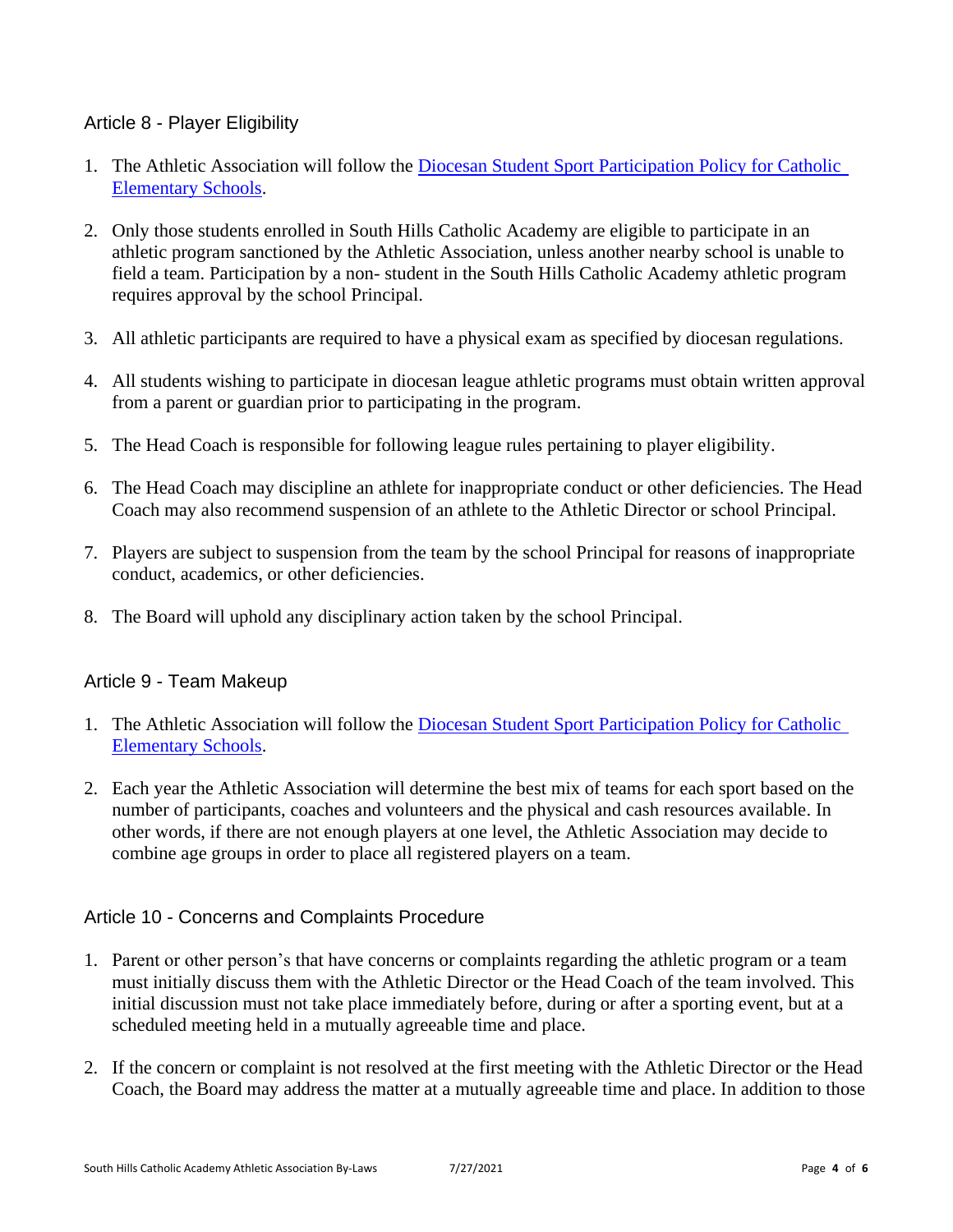## Article 8 - Player Eligibility

1. The Athletic Association will follow the Diocesan Student Sport Participation Policy for Catholic Elementary Schools.

2. Only those students enrolled in South Hills Catholic Academy are eligible to participate in an athletic program sanctioned by the Athletic Association, unless another nearby school is unable to field a team. Participation by a non- student in the South Hills Catholic Academy athletic program requires approval by the school Principal.

3. All athletic participants are required to have a physical exam as specified by diocesan regulations.

4. All students wishing to participate in diocesan league athletic programs must obtain written approval from a parent or guardian prior to participating in the program.

5. The Head Coach is responsible for following league rules pertaining to player eligibility.

6. The Head Coach may discipline an athlete for inappropriate conduct or other deficiencies. The Head Coach may also recommend suspension of an athlete to the Athletic Director or school Principal.

7. Players are subject to suspension from the team by the school Principal for reasons of inappropriate conduct, academics, or other deficiencies.

8. The Board will uphold any disciplinary action taken by the school Principal.

## Article 9 - Team Makeup

1. The Athletic Association will follow the Diocesan Student Sport Participation Policy for Catholic Elementary Schools.

2. Each year the Athletic Association will determine the best mix of teams for each sport based on the number of participants, coaches and volunteers and the physical and cash resources available. In other words, if there are not enough players at one level, the Athletic Association may decide to combine age groups in order to place all registered players on a team.

## Article 10 - Concerns and Complaints Procedure

1. Parent or other person's that have concerns or complaints regarding the athletic program or a team must initially discuss them with the Athletic Director or the Head Coach of the team involved. This initial discussion must not take place immediately before, during or after a sporting event, but at a scheduled meeting held in a mutually agreeable time and place.

2. If the concern or complaint is not resolved at the first meeting with the Athletic Director or the Head Coach, the Board may address the matter at a mutually agreeable time and place. In addition to those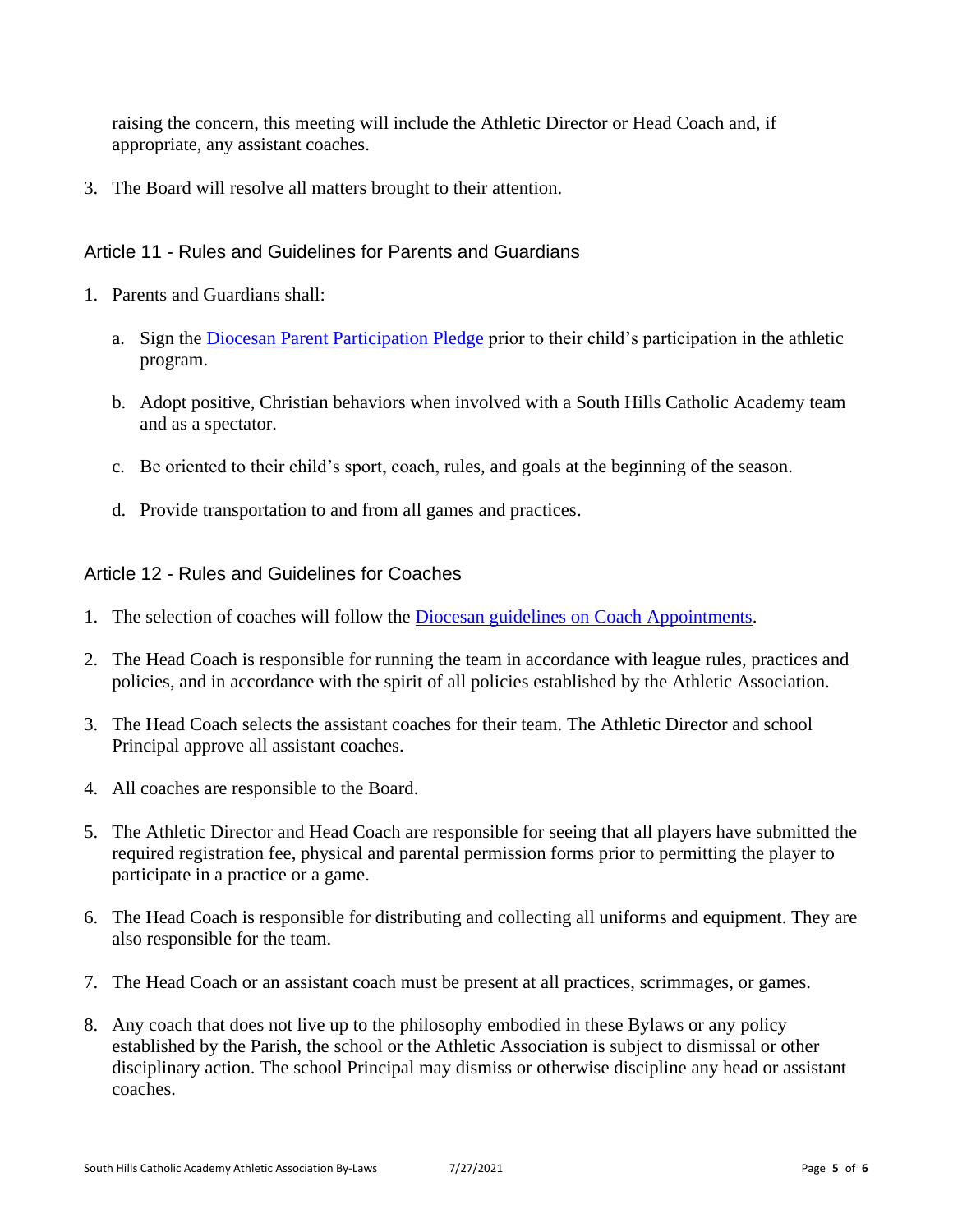raising the concern, this meeting will include the Athletic Director or Head Coach and, if appropriate, any assistant coaches.

3. The Board will resolve all matters brought to their attention.

## Article 11 - Rules and Guidelines for Parents and Guardians

1. Parents and Guardians shall:

    a. Sign the Diocesan Parent Participation Pledge prior to their child's participation in the athletic program.

    b. Adopt positive, Christian behaviors when involved with a South Hills Catholic Academy team and as a spectator.

    c. Be oriented to their child's sport, coach, rules, and goals at the beginning of the season.

    d. Provide transportation to and from all games and practices.

## Article 12 - Rules and Guidelines for Coaches

1. The selection of coaches will follow the Diocesan guidelines on Coach Appointments.

2. The Head Coach is responsible for running the team in accordance with league rules, practices and policies, and in accordance with the spirit of all policies established by the Athletic Association.

3. The Head Coach selects the assistant coaches for their team. The Athletic Director and school Principal approve all assistant coaches.

4. All coaches are responsible to the Board.

5. The Athletic Director and Head Coach are responsible for seeing that all players have submitted the required registration fee, physical and parental permission forms prior to permitting the player to participate in a practice or a game.

6. The Head Coach is responsible for distributing and collecting all uniforms and equipment. They are also responsible for the team.

7. The Head Coach or an assistant coach must be present at all practices, scrimmages, or games.

8. Any coach that does not live up to the philosophy embodied in these Bylaws or any policy established by the Parish, the school or the Athletic Association is subject to dismissal or other disciplinary action. The school Principal may dismiss or otherwise discipline any head or assistant coaches.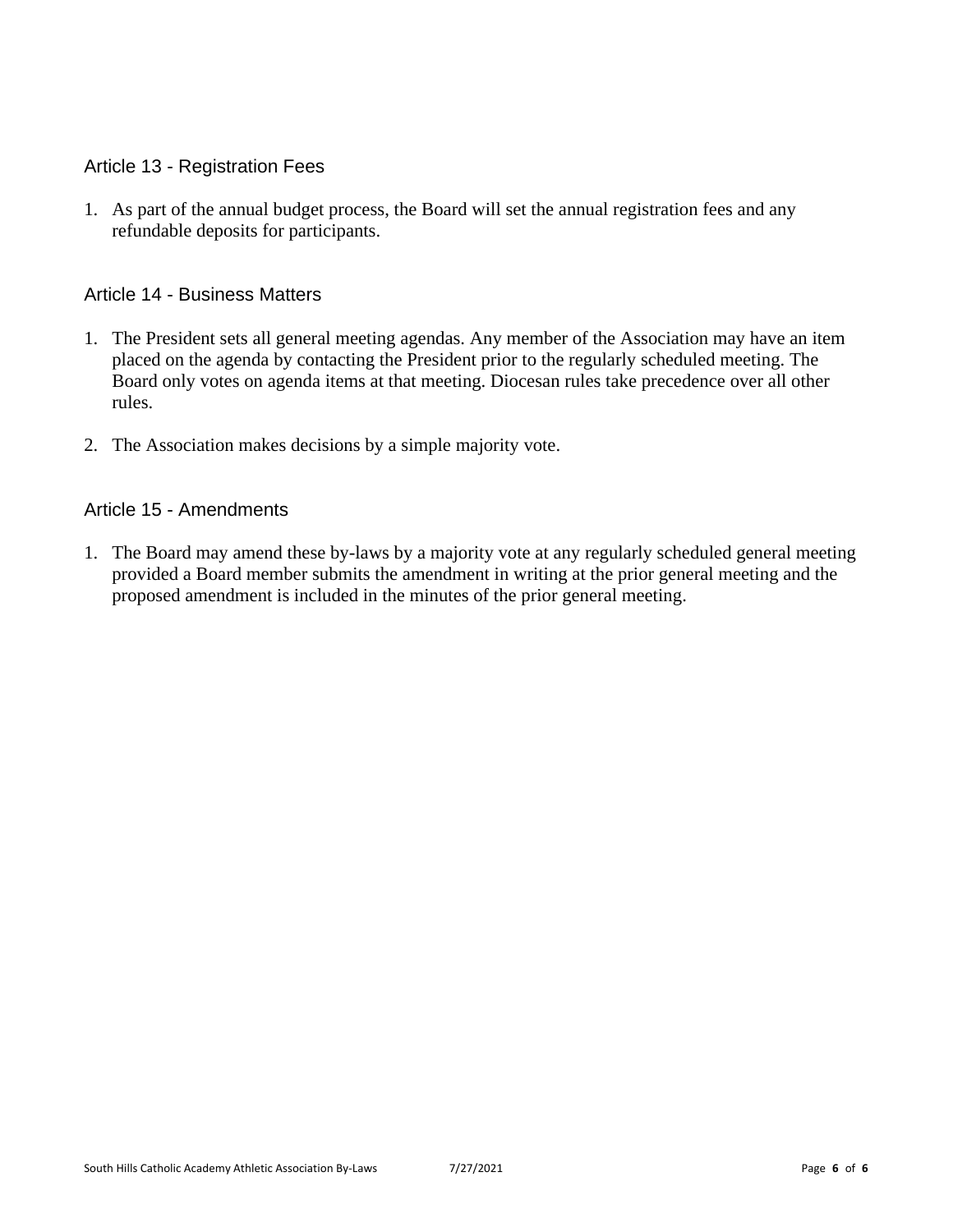## Article 13 - Registration Fees

1. As part of the annual budget process, the Board will set the annual registration fees and any refundable deposits for participants.

## Article 14 - Business Matters

1. The President sets all general meeting agendas. Any member of the Association may have an item placed on the agenda by contacting the President prior to the regularly scheduled meeting. The Board only votes on agenda items at that meeting. Diocesan rules take precedence over all other rules.

2. The Association makes decisions by a simple majority vote.

## Article 15 - Amendments

1. The Board may amend these by-laws by a majority vote at any regularly scheduled general meeting provided a Board member submits the amendment in writing at the prior general meeting and the proposed amendment is included in the minutes of the prior general meeting.